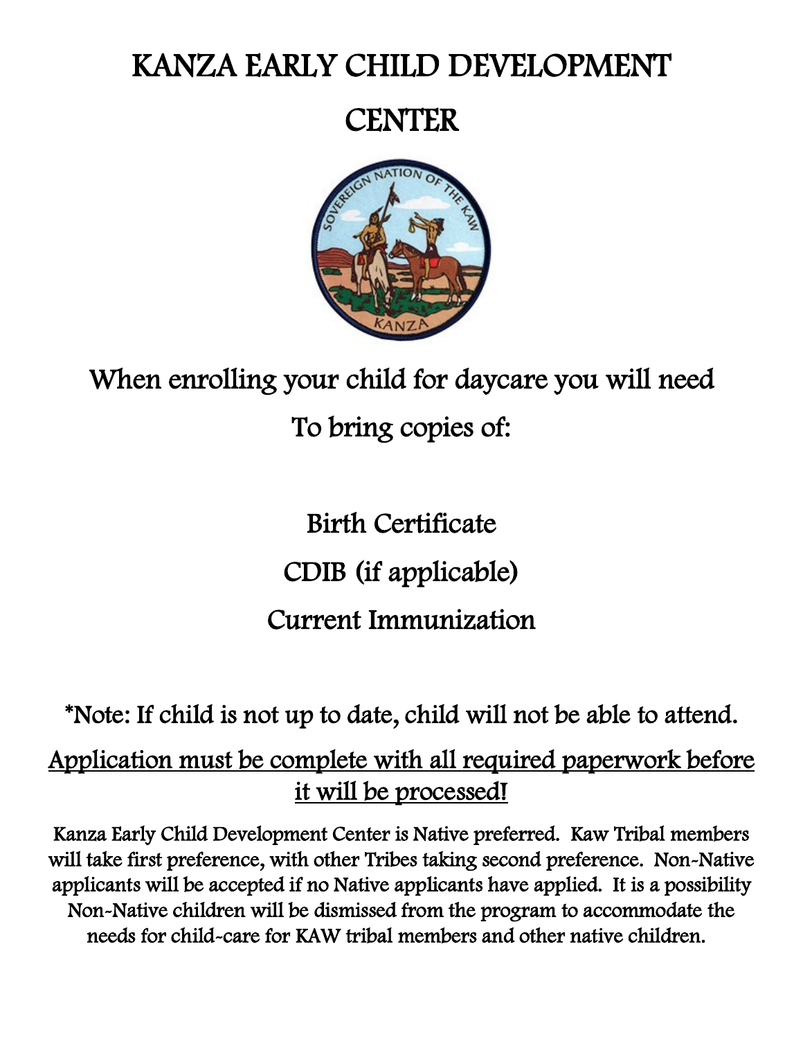# KANZA EARLY CHILD DEVELOPMENT CENTER

When enrolling your child for daycare you will need To bring copies of:

Birth Certificate

CDIB (if applicable)

Current Immunization

*Note: If child is not up to date, child will not be able to attend.

<u>Application must be complete with all required paperwork before it will be processed!</u>

Kanza Early Child Development Center is Native preferred. Kaw Tribal members will take first preference, with other Tribes taking second preference. Non-Native applicants will be accepted if no Native applicants have applied. It is a possibility Non-Native children will be dismissed from the program to accommodate the needs for child-care for KAW tribal members and other native children.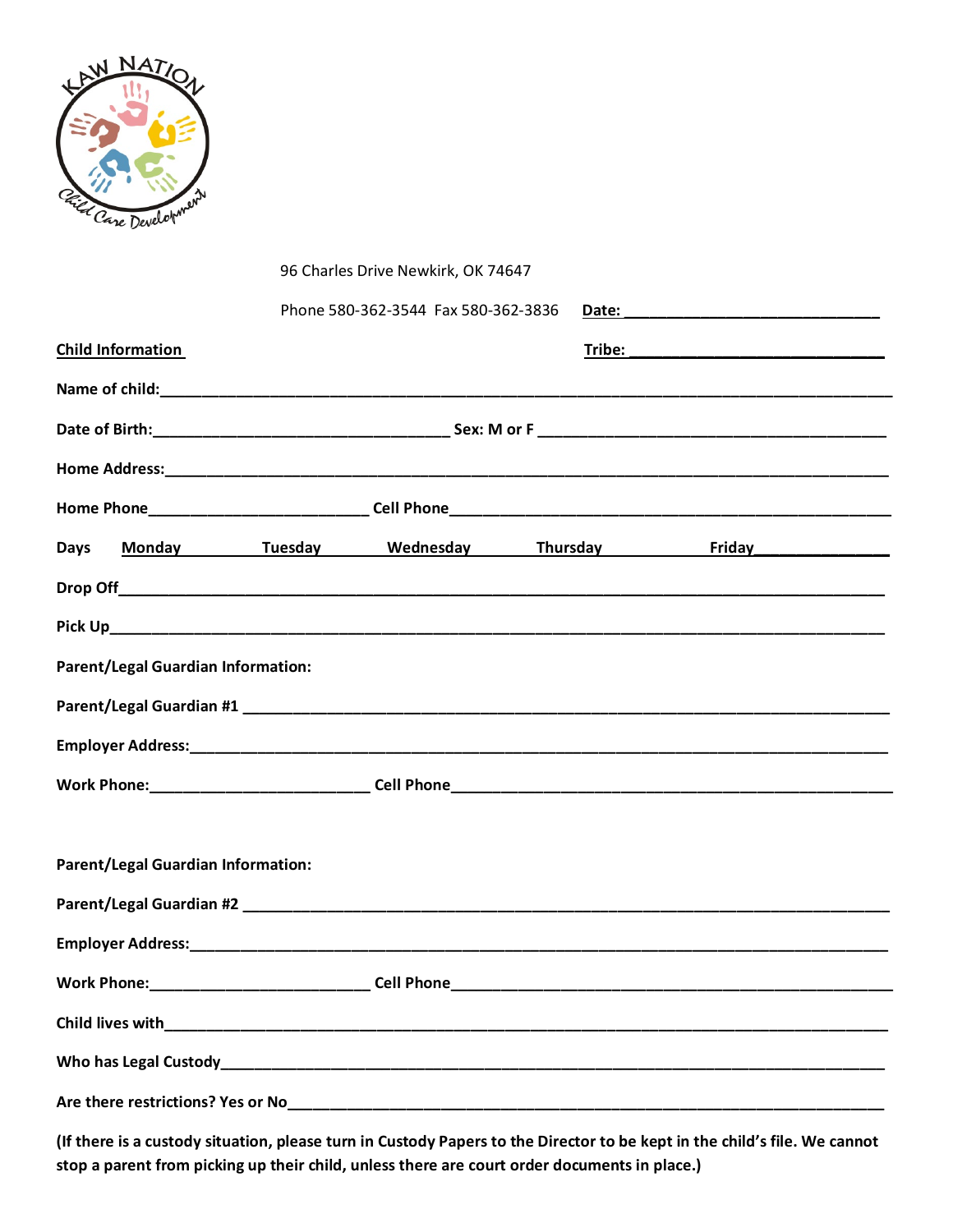96 Charles Drive Newkirk, OK 74647

Phone 580-362-3544 Fax 580-362-3836 **Date:** ______________________________

**Child Information** **Tribe:** ______________________________

**Name of child:**_____________________________________________________________________________

**Date of Birth:**__________________________________ **Sex: M or F** ________________________________________

**Home Address:**_____________________________________________________________________________

**Home Phone**_________________________ **Cell Phone**___________________________________________________

**Days** **Monday** **Tuesday** **Wednesday** **Thursday** **Friday**_______________

**Drop Off**_________________________________________________________________________________

**Pick Up**__________________________________________________________________________________

**Parent/Legal Guardian Information:**

**Parent/Legal Guardian #1** ____________________________________________________________________

**Employer Address:**__________________________________________________________________________

**Work Phone:**_________________________ **Cell Phone**___________________________________________________

**Parent/Legal Guardian Information:**

**Parent/Legal Guardian #2** ____________________________________________________________________

**Employer Address:**__________________________________________________________________________

**Work Phone:**_________________________ **Cell Phone**___________________________________________________

**Child lives with**___________________________________________________________________________

**Who has Legal Custody**______________________________________________________________________

**Are there restrictions? Yes or No**________________________________________________________________

**(If there is a custody situation, please turn in Custody Papers to the Director to be kept in the child's file. We cannot stop a parent from picking up their child, unless there are court order documents in place.)**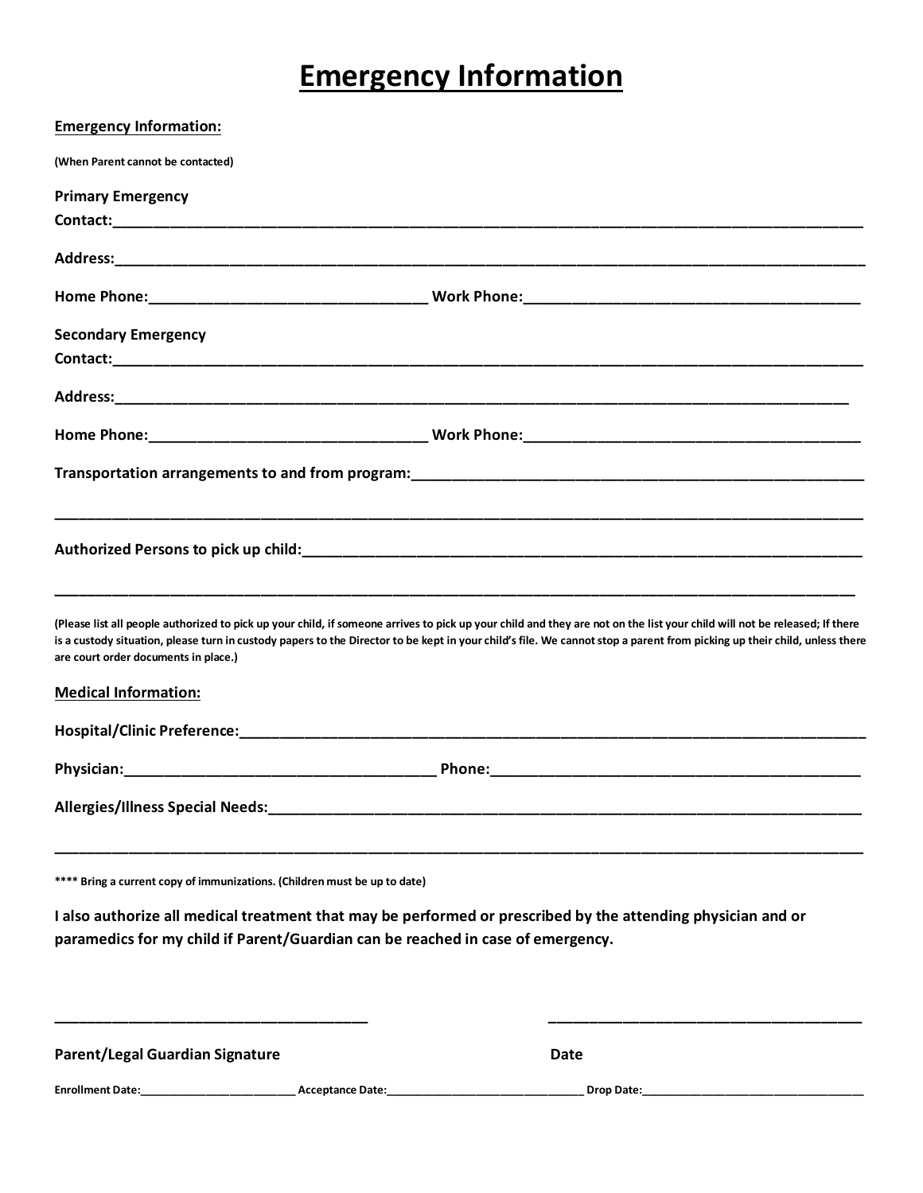# Emergency Information

**Emergency Information:**

(When Parent cannot be contacted)

**Primary Emergency Contact:**_______________________________________________

**Address:**_______________________________________________

**Home Phone:**_____________________ **Work Phone:**_____________________

**Secondary Emergency Contact:**_______________________________________________

**Address:**_______________________________________________

**Home Phone:**_____________________ **Work Phone:**_____________________

**Transportation arrangements to and from program:**_______________________________________________

_______________________________________________

**Authorized Persons to pick up child:**_______________________________________________

_______________________________________________

(Please list all people authorized to pick up your child, if someone arrives to pick up your child and they are not on the list your child will not be released; If there is a custody situation, please turn in custody papers to the Director to be kept in your child's file. We cannot stop a parent from picking up their child, unless there are court order documents in place.)

**Medical Information:**

**Hospital/Clinic Preference:**_______________________________________________

**Physician:**_____________________ **Phone:**_____________________

**Allergies/Illness Special Needs:**_______________________________________________

_______________________________________________

**** Bring a current copy of immunizations. (Children must be up to date)

**I also authorize all medical treatment that may be performed or prescribed by the attending physician and or paramedics for my child if Parent/Guardian can be reached in case of emergency.**

_____________________ _____________________

**Parent/Legal Guardian Signature** **Date**

**Enrollment Date:**_____________ **Acceptance Date:**_____________ **Drop Date:**_____________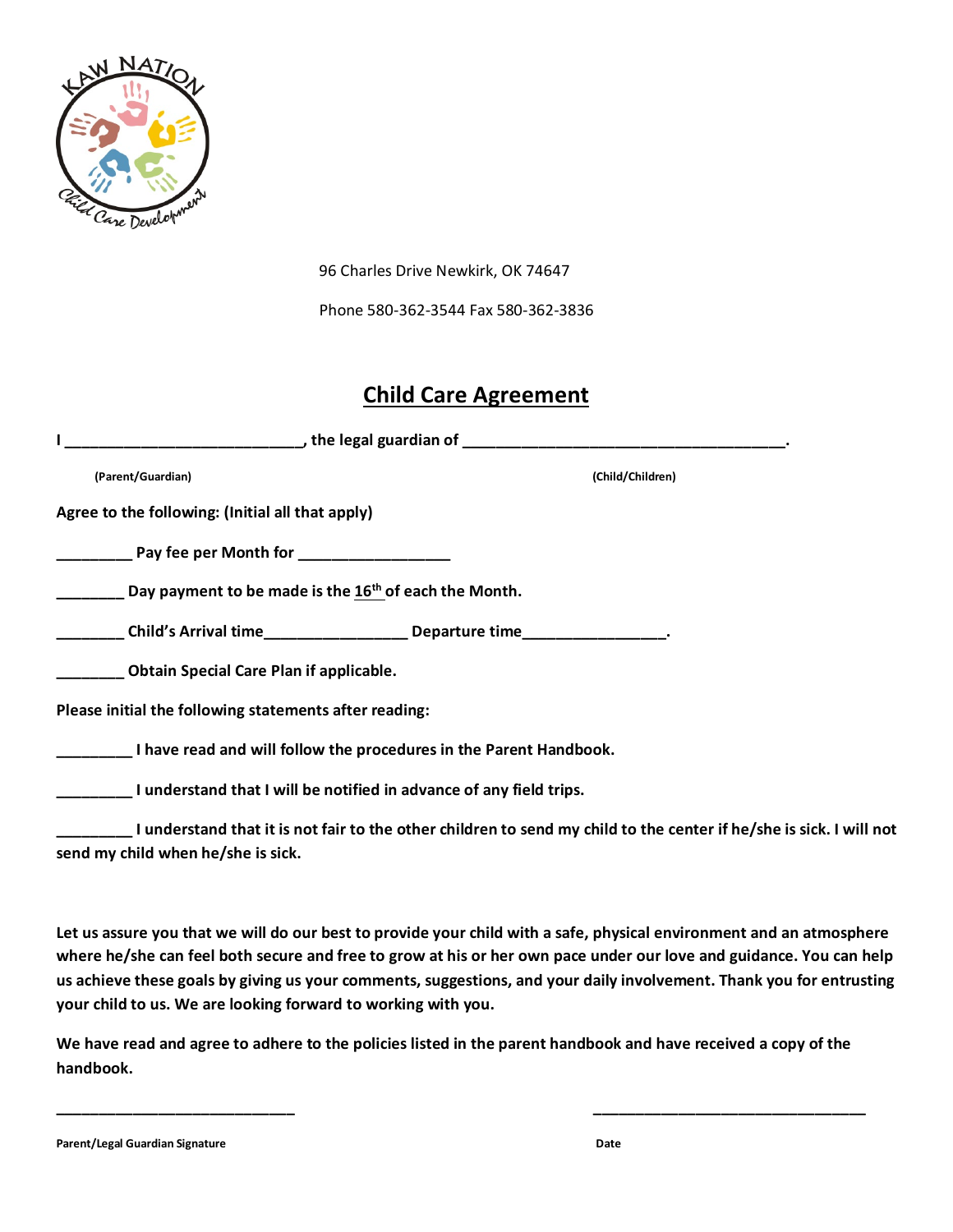96 Charles Drive Newkirk, OK 74647

Phone 580-362-3544 Fax 580-362-3836

# Child Care Agreement

**I \_\_\_\_\_\_\_\_\_\_\_\_\_\_\_\_\_\_\_\_\_\_\_\_\_\_\_\_, the legal guardian of \_\_\_\_\_\_\_\_\_\_\_\_\_\_\_\_\_\_\_\_\_\_\_\_\_\_\_\_\_\_\_\_\_\_\_\_\_\_\_.**

**(Parent/Guardian)** **(Child/Children)**

**Agree to the following: (Initial all that apply)**

**\_\_\_\_\_\_\_\_\_ Pay fee per Month for \_\_\_\_\_\_\_\_\_\_\_\_\_\_\_\_\_\_**

**\_\_\_\_\_\_\_\_ Day payment to be made is the 16th of each the Month.**

**\_\_\_\_\_\_\_\_ Child's Arrival time\_\_\_\_\_\_\_\_\_\_\_\_\_\_\_\_\_ Departure time\_\_\_\_\_\_\_\_\_\_\_\_\_\_\_\_\_.**

**\_\_\_\_\_\_\_\_ Obtain Special Care Plan if applicable.**

**Please initial the following statements after reading:**

**\_\_\_\_\_\_\_\_\_ I have read and will follow the procedures in the Parent Handbook.**

**\_\_\_\_\_\_\_\_\_ I understand that I will be notified in advance of any field trips.**

**\_\_\_\_\_\_\_\_\_ I understand that it is not fair to the other children to send my child to the center if he/she is sick. I will not send my child when he/she is sick.**

**Let us assure you that we will do our best to provide your child with a safe, physical environment and an atmosphere where he/she can feel both secure and free to grow at his or her own pace under our love and guidance. You can help us achieve these goals by giving us your comments, suggestions, and your daily involvement. Thank you for entrusting your child to us. We are looking forward to working with you.**

**We have read and agree to adhere to the policies listed in the parent handbook and have received a copy of the handbook.**

\_\_\_\_\_\_\_\_\_\_\_\_\_\_\_\_\_\_\_\_\_\_\_\_\_\_\_\_\_\_ \_\_\_\_\_\_\_\_\_\_\_\_\_\_\_\_\_\_\_\_\_\_\_\_\_\_\_\_\_\_\_\_\_\_

**Parent/Legal Guardian Signature** **Date**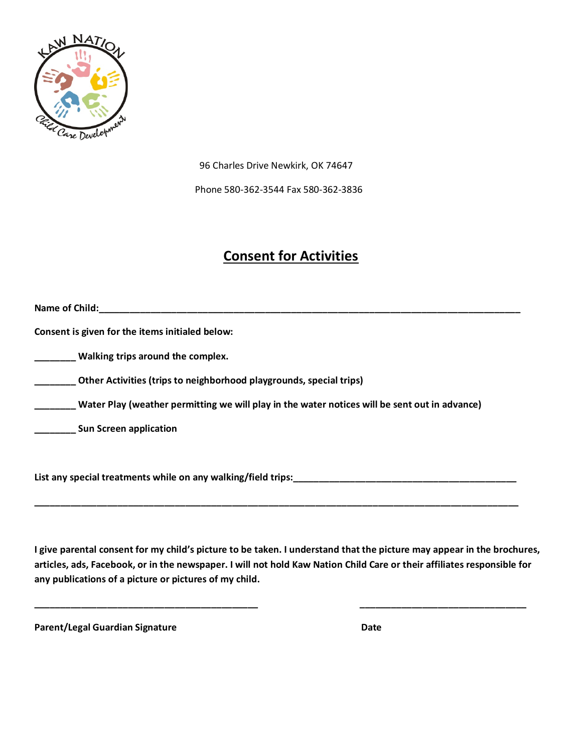96 Charles Drive Newkirk, OK 74647

Phone 580-362-3544 Fax 580-362-3836

# Consent for Activities

**Name of Child:**_______________________________________________________________________________

**Consent is given for the items initialed below:**

________ **Walking trips around the complex.**

________ **Other Activities (trips to neighborhood playgrounds, special trips)**

________ **Water Play (weather permitting we will play in the water notices will be sent out in advance)**

________ **Sun Screen application**

**List any special treatments while on any walking/field trips:**__________________________________________

_____________________________________________________________________________________________

**I give parental consent for my child's picture to be taken. I understand that the picture may appear in the brochures, articles, ads, Facebook, or in the newspaper. I will not hold Kaw Nation Child Care or their affiliates responsible for any publications of a picture or pictures of my child.**

__________________________________________ ________________________________

**Parent/Legal Guardian Signature** **Date**